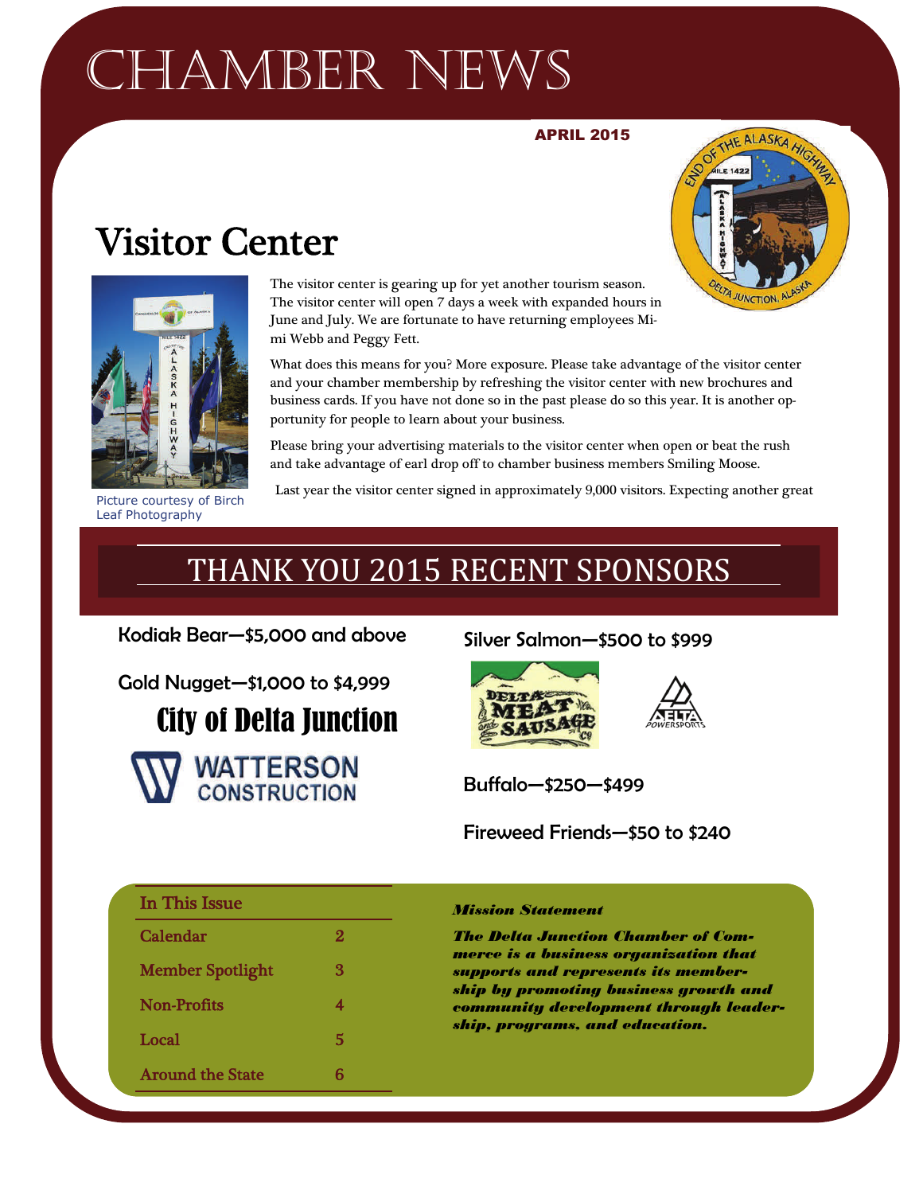# CHAMBER NEWS

APRIL 2015

## Visitor Center

Picture courtesy of Birch Leaf Photography

The visitor center is gearing up for yet another tourism season. The visitor center will open 7 days a week with expanded hours in June and July. We are fortunate to have returning employees Mimi Webb and Peggy Fett.

What does this means for you? More exposure. Please take advantage of the visitor center and your chamber membership by refreshing the visitor center with new brochures and business cards. If you have not done so in the past please do so this year. It is another opportunity for people to learn about your business.

Please bring your advertising materials to the visitor center when open or beat the rush and take advantage of earl drop off to chamber business members Smiling Moose.

Last year the visitor center signed in approximately 9,000 visitors. Expecting another great

## THANK YOU 2015 RECENT SPONSORS

**Kodiak Bear—$5,000 and above**

**Gold Nugget—$1,000 to $4,999**

City of Delta Junction

WATTERSON CONSTRUCTION

**Silver Salmon—$500 to $999**

Delta Meat and Sausage Co

Delta Powersports

**Buffalo—$250—$499**

**Fireweed Friends—$50 to $240**

| In This Issue | |
|---|---|
| Calendar | 2 |
| Member Spotlight | 3 |
| Non-Profits | 4 |
| Local | 5 |
| Around the State | 6 |

***Mission Statement***

***The Delta Junction Chamber of Commerce is a business organization that supports and represents its membership by promoting business growth and community development through leadership, programs, and education.***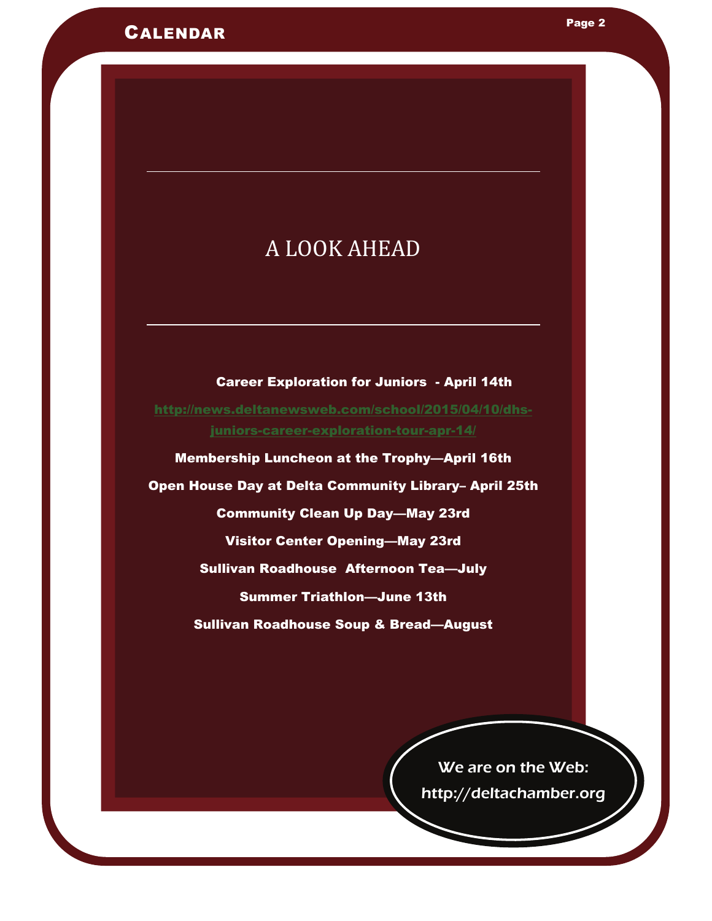# Calendar

## A LOOK AHEAD

**Career Exploration for Juniors - April 14th**

http://news.deltanewsweb.com/school/2015/04/10/dhs-juniors-career-exploration-tour-apr-14/

**Membership Luncheon at the Trophy—April 16th**

**Open House Day at Delta Community Library– April 25th**

**Community Clean Up Day—May 23rd**

**Visitor Center Opening—May 23rd**

**Sullivan Roadhouse Afternoon Tea—July**

**Summer Triathlon—June 13th**

**Sullivan Roadhouse Soup & Bread—August**

We are on the Web:
http://deltachamber.org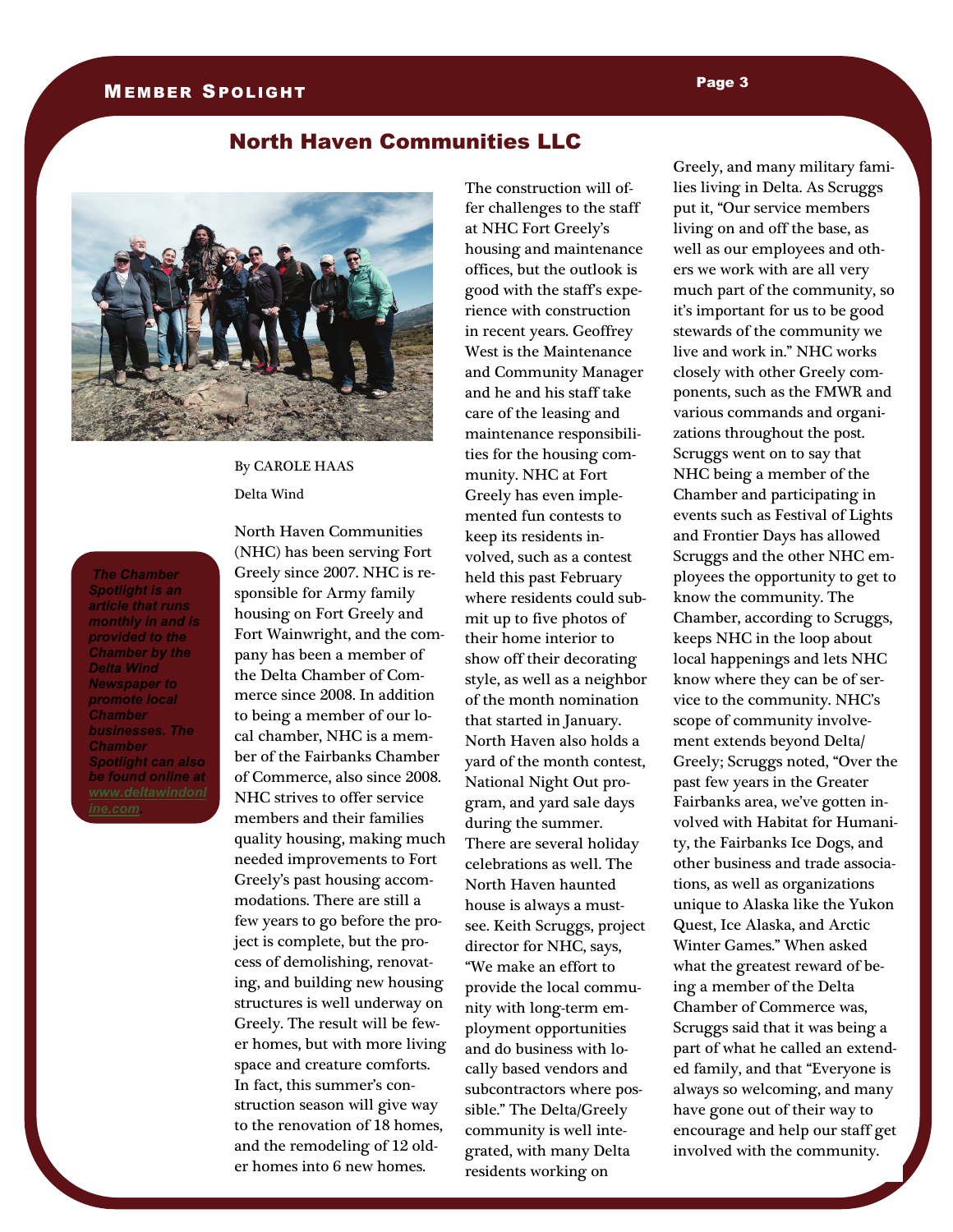## North Haven Communities LLC

*The Chamber Spotlight is an article that runs monthly in and is provided to the Chamber by the Delta Wind Newspaper to promote local Chamber businesses. The Chamber Spotlight can also be found online at www.deltawindonline.com.*

By CAROLE HAAS

Delta Wind

North Haven Communities (NHC) has been serving Fort Greely since 2007. NHC is responsible for Army family housing on Fort Greely and Fort Wainwright, and the company has been a member of the Delta Chamber of Commerce since 2008. In addition to being a member of our local chamber, NHC is a member of the Fairbanks Chamber of Commerce, also since 2008. NHC strives to offer service members and their families quality housing, making much needed improvements to Fort Greely's past housing accommodations. There are still a few years to go before the project is complete, but the process of demolishing, renovating, and building new housing structures is well underway on Greely. The result will be fewer homes, but with more living space and creature comforts. In fact, this summer's construction season will give way to the renovation of 18 homes, and the remodeling of 12 older homes into 6 new homes.

The construction will offer challenges to the staff at NHC Fort Greely's housing and maintenance offices, but the outlook is good with the staff's experience with construction in recent years. Geoffrey West is the Maintenance and Community Manager and he and his staff take care of the leasing and maintenance responsibilities for the housing community. NHC at Fort Greely has even implemented fun contests to keep its residents involved, such as a contest held this past February where residents could submit up to five photos of their home interior to show off their decorating style, as well as a neighbor of the month nomination that started in January. North Haven also holds a yard of the month contest, National Night Out program, and yard sale days during the summer. There are several holiday celebrations as well. The North Haven haunted house is always a must-see. Keith Scruggs, project director for NHC, says, "We make an effort to provide the local community with long-term employment opportunities and do business with locally based vendors and subcontractors where possible." The Delta/Greely community is well integrated, with many Delta residents working on Greely, and many military families living in Delta. As Scruggs put it, "Our service members living on and off the base, as well as our employees and others we work with are all very much part of the community, so it's important for us to be good stewards of the community we live and work in." NHC works closely with other Greely components, such as the FMWR and various commands and organizations throughout the post. Scruggs went on to say that NHC being a member of the Chamber and participating in events such as Festival of Lights and Frontier Days has allowed Scruggs and the other NHC employees the opportunity to get to know the community. The Chamber, according to Scruggs, keeps NHC in the loop about local happenings and lets NHC know where they can be of service to the community. NHC's scope of community involvement extends beyond Delta/Greely; Scruggs noted, "Over the past few years in the Greater Fairbanks area, we've gotten involved with Habitat for Humanity, the Fairbanks Ice Dogs, and other business and trade associations, as well as organizations unique to Alaska like the Yukon Quest, Ice Alaska, and Arctic Winter Games." When asked what the greatest reward of being a member of the Delta Chamber of Commerce was, Scruggs said that it was being a part of what he called an extended family, and that "Everyone is always so welcoming, and many have gone out of their way to encourage and help our staff get involved with the community.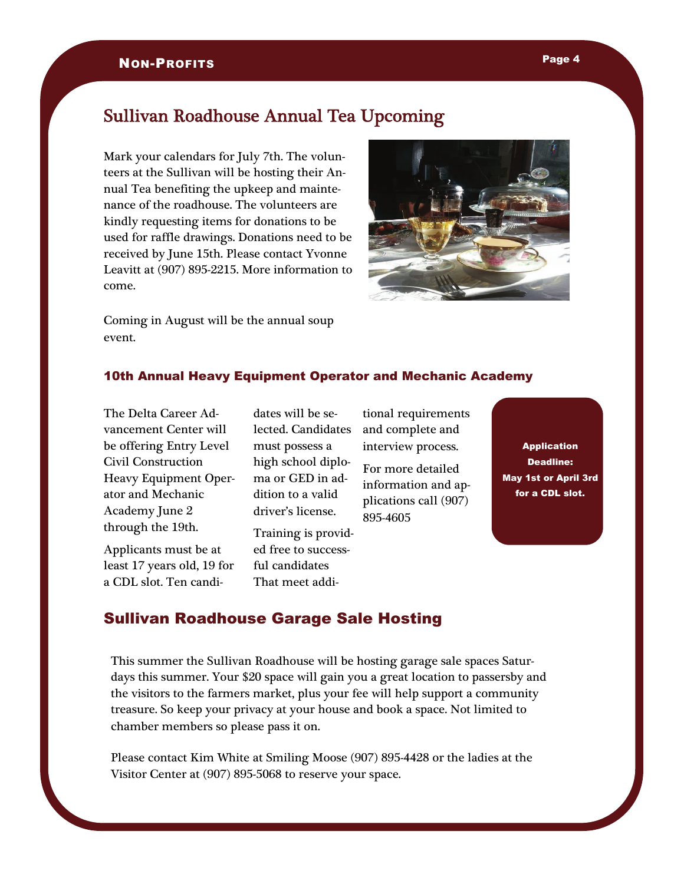## Sullivan Roadhouse Annual Tea Upcoming

Mark your calendars for July 7th. The volunteers at the Sullivan will be hosting their Annual Tea benefiting the upkeep and maintenance of the roadhouse. The volunteers are kindly requesting items for donations to be used for raffle drawings. Donations need to be received by June 15th. Please contact Yvonne Leavitt at (907) 895-2215. More information to come.

Coming in August will be the annual soup event.

### 10th Annual Heavy Equipment Operator and Mechanic Academy

The Delta Career Advancement Center will be offering Entry Level Civil Construction Heavy Equipment Operator and Mechanic Academy June 2 through the 19th.

Applicants must be at least 17 years old, 19 for a CDL slot. Ten candidates will be selected. Candidates must possess a high school diploma or GED in addition to a valid driver's license.

Training is provided free to successful candidates That meet additional requirements and complete and interview process.

For more detailed information and applications call (907) 895-4605

**Application Deadline: May 1st or April 3rd for a CDL slot.**

## Sullivan Roadhouse Garage Sale Hosting

This summer the Sullivan Roadhouse will be hosting garage sale spaces Saturdays this summer. Your $20 space will gain you a great location to passersby and the visitors to the farmers market, plus your fee will help support a community treasure. So keep your privacy at your house and book a space. Not limited to chamber members so please pass it on.

Please contact Kim White at Smiling Moose (907) 895-4428 or the ladies at the Visitor Center at (907) 895-5068 to reserve your space.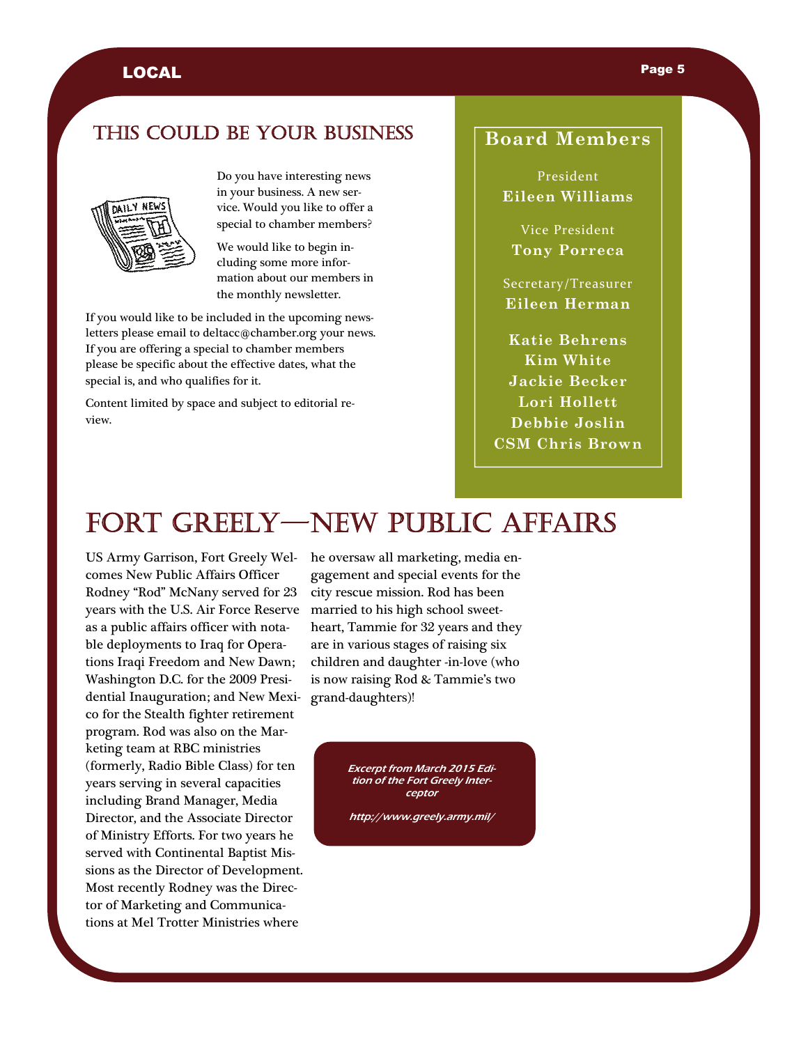## THIS COULD BE YOUR BUSINESS

Do you have interesting news in your business. A new service. Would you like to offer a special to chamber members?

We would like to begin including some more information about our members in the monthly newsletter.

If you would like to be included in the upcoming newsletters please email to deltacc@chamber.org your news. If you are offering a special to chamber members please be specific about the effective dates, what the special is, and who qualifies for it.

Content limited by space and subject to editorial review.

## Board Members

President
**Eileen Williams**

Vice President
**Tony Porreca**

Secretary/Treasurer
**Eileen Herman**

**Katie Behrens**
**Kim White**
**Jackie Becker**
**Lori Hollett**
**Debbie Joslin**
**CSM Chris Brown**

# FORT GREELY—NEW PUBLIC AFFAIRS

US Army Garrison, Fort Greely Welcomes New Public Affairs Officer Rodney "Rod" McNany served for 23 years with the U.S. Air Force Reserve as a public affairs officer with notable deployments to Iraq for Operations Iraqi Freedom and New Dawn; Washington D.C. for the 2009 Presidential Inauguration; and New Mexico for the Stealth fighter retirement program. Rod was also on the Marketing team at RBC ministries (formerly, Radio Bible Class) for ten years serving in several capacities including Brand Manager, Media Director, and the Associate Director of Ministry Efforts. For two years he served with Continental Baptist Missions as the Director of Development. Most recently Rodney was the Director of Marketing and Communications at Mel Trotter Ministries where he oversaw all marketing, media engagement and special events for the city rescue mission. Rod has been married to his high school sweetheart, Tammie for 32 years and they are in various stages of raising six children and daughter -in-love (who is now raising Rod & Tammie's two grand-daughters)!

***Excerpt from March 2015 Edition of the Fort Greely Interceptor***

***http://www.greely.army.mil/***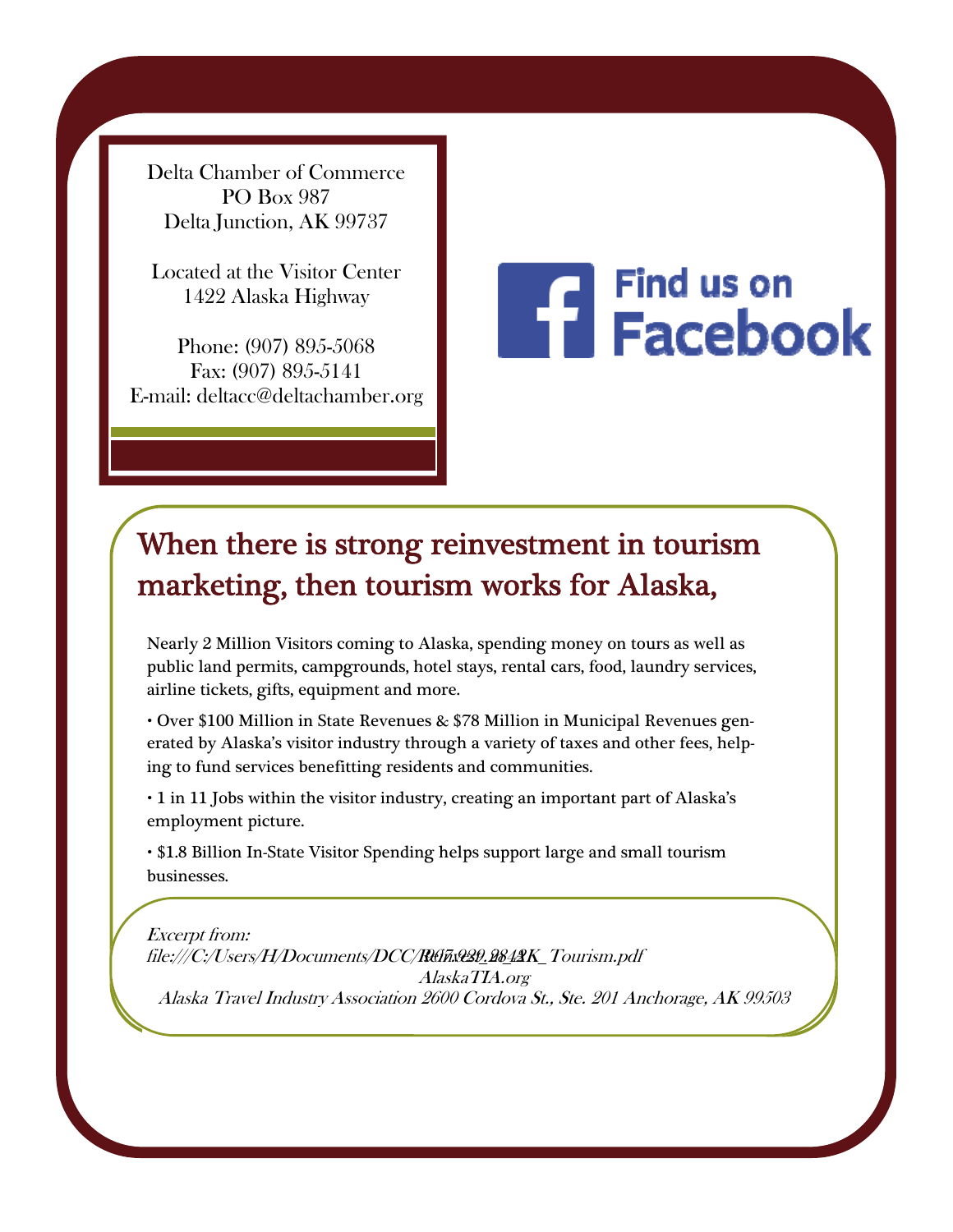Delta Chamber of Commerce
PO Box 987
Delta Junction, AK 99737

Located at the Visitor Center
1422 Alaska Highway

Phone: (907) 895-5068
Fax: (907) 895-5141
E-mail: deltacc@deltachamber.org

Find us on Facebook

## When there is strong reinvestment in tourism marketing, then tourism works for Alaska,

Nearly 2 Million Visitors coming to Alaska, spending money on tours as well as public land permits, campgrounds, hotel stays, rental cars, food, laundry services, airline tickets, gifts, equipment and more.

• Over $100 Million in State Revenues & $78 Million in Municipal Revenues generated by Alaska's visitor industry through a variety of taxes and other fees, helping to fund services benefitting residents and communities.

• 1 in 11 Jobs within the visitor industry, creating an important part of Alaska's employment picture.

• $1.8 Billion In-State Visitor Spending helps support large and small tourism businesses.

*Excerpt from:*
*file:///C:/Users/H/Documents/DCC/Reinvest_in_AK_Tourism.pdf*
*907.929.2842*
*AlaskaTIA.org*
*Alaska Travel Industry Association 2600 Cordova St., Ste. 201 Anchorage, AK 99503*